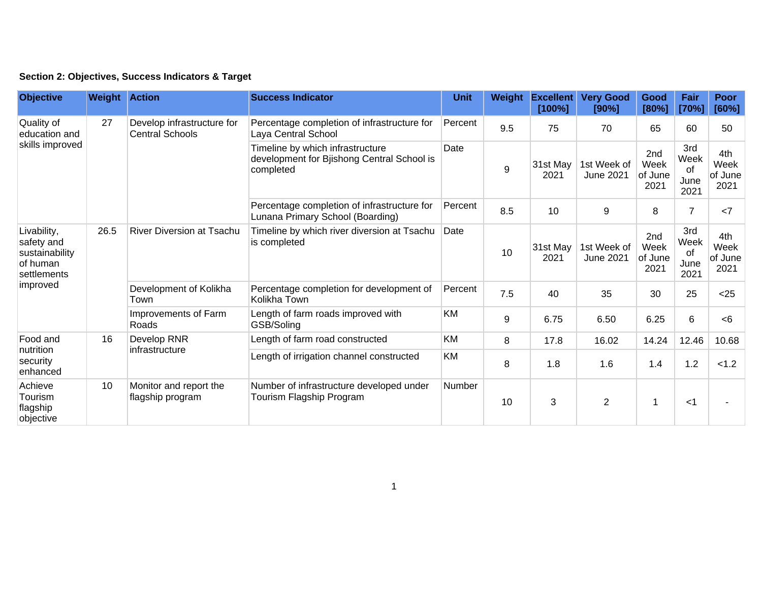**Section 2: Objectives, Success Indicators & Target**

| Objective | Weight | Action | Success Indicator | Unit | Weight | Excellent [100%] | Very Good [90%] | Good [80%] | Fair [70%] | Poor [60%] |
|---|---|---|---|---|---|---|---|---|---|---|
| Quality of education and skills improved | 27 | Develop infrastructure for Central Schools | Percentage completion of infrastructure for Laya Central School | Percent | 9.5 | 75 | 70 | 65 | 60 | 50 |
| | | | Timeline by which infrastructure development for Bjishong Central School is completed | Date | 9 | 31st May 2021 | 1st Week of June 2021 | 2nd Week of June 2021 | 3rd Week of June 2021 | 4th Week of June 2021 |
| | | | Percentage completion of infrastructure for Lunana Primary School (Boarding) | Percent | 8.5 | 10 | 9 | 8 | 7 | <7 |
| Livability, safety and sustainability of human settlements improved | 26.5 | River Diversion at Tsachu | Timeline by which river diversion at Tsachu is completed | Date | 10 | 31st May 2021 | 1st Week of June 2021 | 2nd Week of June 2021 | 3rd Week of June 2021 | 4th Week of June 2021 |
| | | Development of Kolikha Town | Percentage completion for development of Kolikha Town | Percent | 7.5 | 40 | 35 | 30 | 25 | <25 |
| | | Improvements of Farm Roads | Length of farm roads improved with GSB/Soling | KM | 9 | 6.75 | 6.50 | 6.25 | 6 | <6 |
| Food and nutrition security enhanced | 16 | Develop RNR infrastructure | Length of farm road constructed | KM | 8 | 17.8 | 16.02 | 14.24 | 12.46 | 10.68 |
| | | | Length of irrigation channel constructed | KM | 8 | 1.8 | 1.6 | 1.4 | 1.2 | <1.2 |
| Achieve Tourism flagship objective | 10 | Monitor and report the flagship program | Number of infrastructure developed under Tourism Flagship Program | Number | 10 | 3 | 2 | 1 | <1 | - |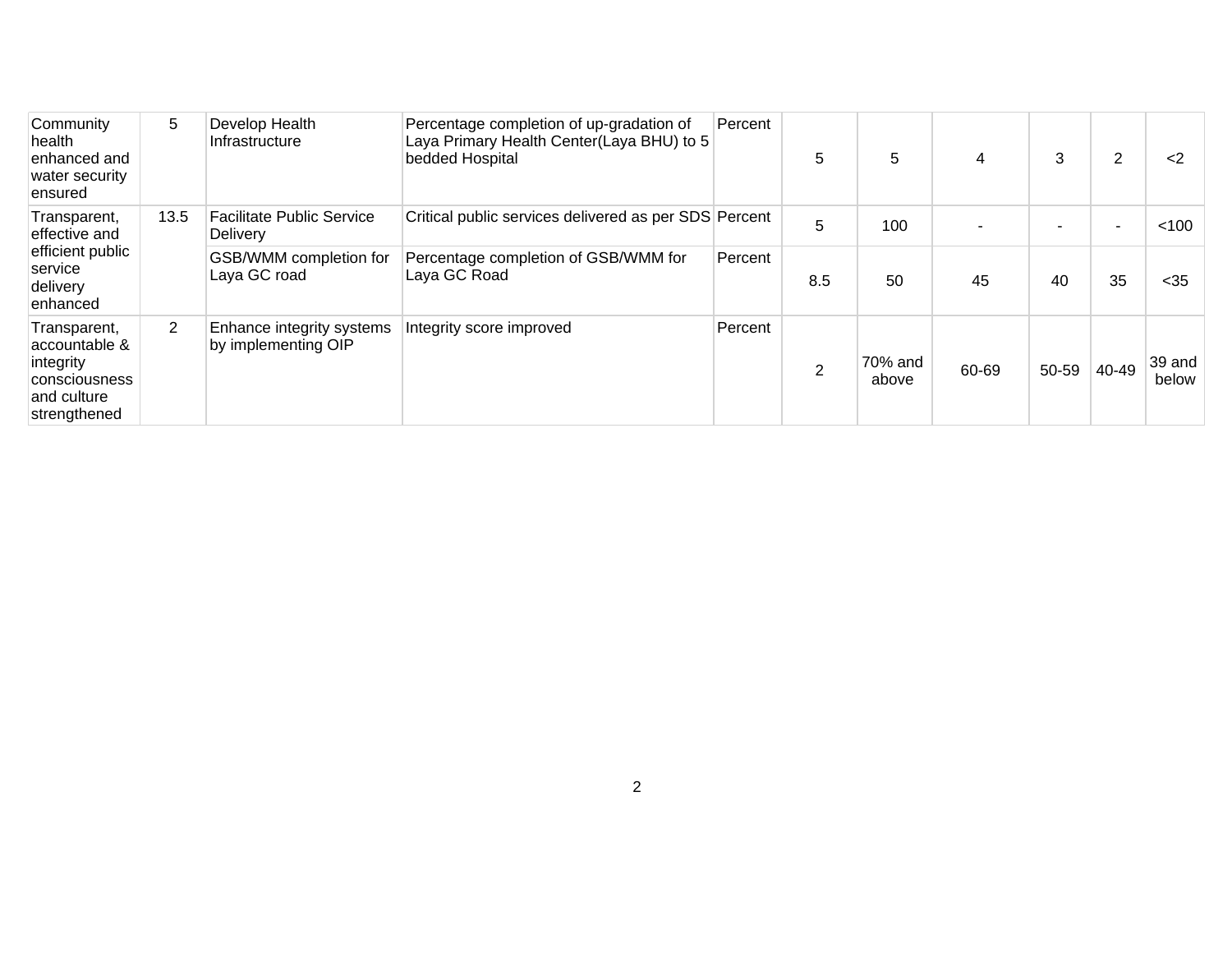| | | | | | | | | | | |
|---|---|---|---|---|---|---|---|---|---|---|
| Community health enhanced and water security ensured | 5 | Develop Health Infrastructure | Percentage completion of up-gradation of Laya Primary Health Center(Laya BHU) to 5 bedded Hospital | Percent | 5 | 5 | 4 | 3 | 2 | <2 |
| Transparent, effective and efficient public service delivery enhanced | 13.5 | Facilitate Public Service Delivery | Critical public services delivered as per SDS | Percent | 5 | 100 | - | - | - | <100 |
| | | GSB/WMM completion for Laya GC road | Percentage completion of GSB/WMM for Laya GC Road | Percent | 8.5 | 50 | 45 | 40 | 35 | <35 |
| Transparent, accountable & integrity consciousness and culture strengthened | 2 | Enhance integrity systems by implementing OIP | Integrity score improved | Percent | 2 | 70% and above | 60-69 | 50-59 | 40-49 | 39 and below |